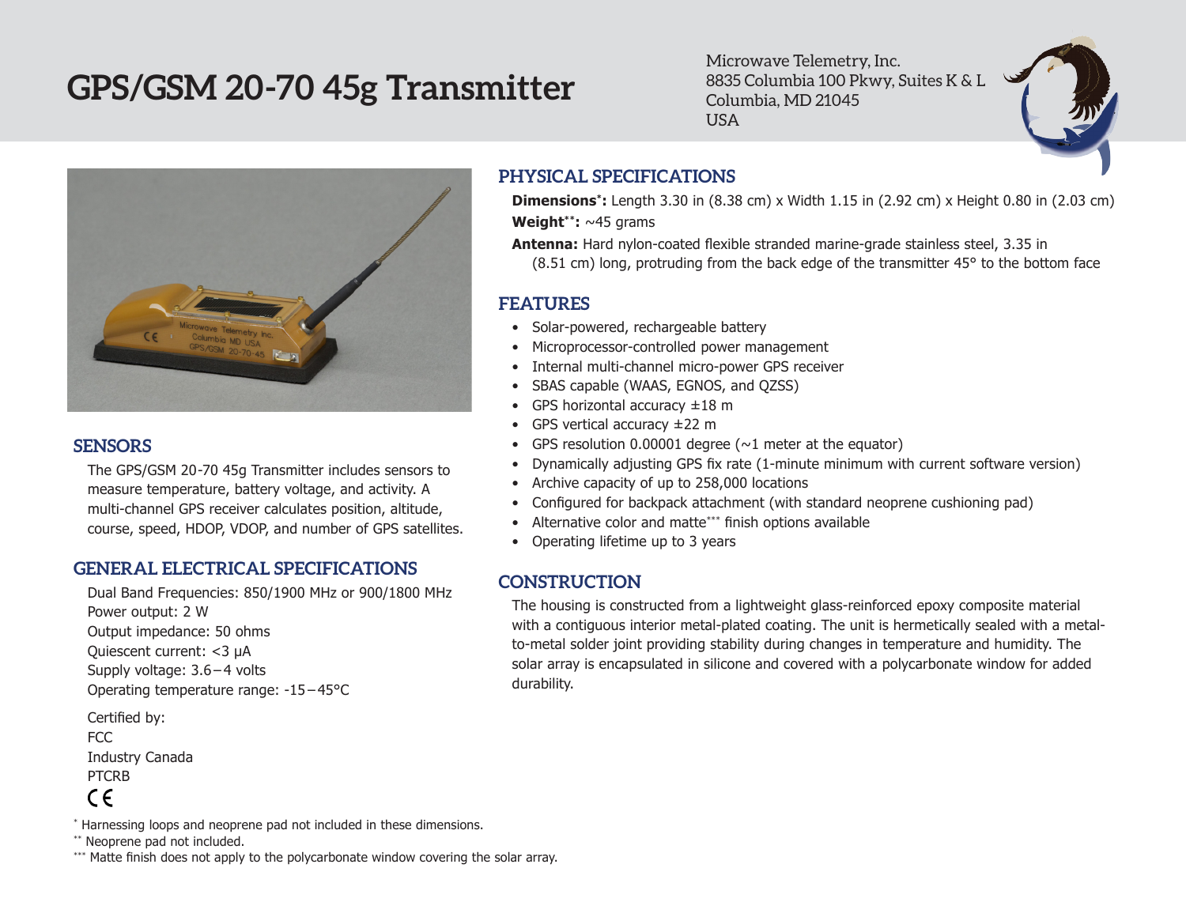# GPS/GSM 20-70 45g Transmitter

Microwave Telemetry, Inc.
8835 Columbia 100 Pkwy, Suites K & L
Columbia, MD 21045
USA

## SENSORS

The GPS/GSM 20-70 45g Transmitter includes sensors to measure temperature, battery voltage, and activity. A multi-channel GPS receiver calculates position, altitude, course, speed, HDOP, VDOP, and number of GPS satellites.

## GENERAL ELECTRICAL SPECIFICATIONS

Dual Band Frequencies: 850/1900 MHz or 900/1800 MHz
Power output: 2 W
Output impedance: 50 ohms
Quiescent current: <3 μA
Supply voltage: 3.6 – 4 volts
Operating temperature range: -15 – 45°C

Certified by:
FCC
Industry Canada
PTCRB
CE

## PHYSICAL SPECIFICATIONS

**Dimensions*:** Length 3.30 in (8.38 cm) x Width 1.15 in (2.92 cm) x Height 0.80 in (2.03 cm)

**Weight**:** ~45 grams

**Antenna:** Hard nylon-coated flexible stranded marine-grade stainless steel, 3.35 in (8.51 cm) long, protruding from the back edge of the transmitter 45° to the bottom face

## FEATURES

- Solar-powered, rechargeable battery
- Microprocessor-controlled power management
- Internal multi-channel micro-power GPS receiver
- SBAS capable (WAAS, EGNOS, and QZSS)
- GPS horizontal accuracy ±18 m
- GPS vertical accuracy ±22 m
- GPS resolution 0.00001 degree (~1 meter at the equator)
- Dynamically adjusting GPS fix rate (1-minute minimum with current software version)
- Archive capacity of up to 258,000 locations
- Configured for backpack attachment (with standard neoprene cushioning pad)
- Alternative color and matte*** finish options available
- Operating lifetime up to 3 years

## CONSTRUCTION

The housing is constructed from a lightweight glass-reinforced epoxy composite material with a contiguous interior metal-plated coating. The unit is hermetically sealed with a metal-to-metal solder joint providing stability during changes in temperature and humidity. The solar array is encapsulated in silicone and covered with a polycarbonate window for added durability.

* Harnessing loops and neoprene pad not included in these dimensions.
** Neoprene pad not included.
*** Matte finish does not apply to the polycarbonate window covering the solar array.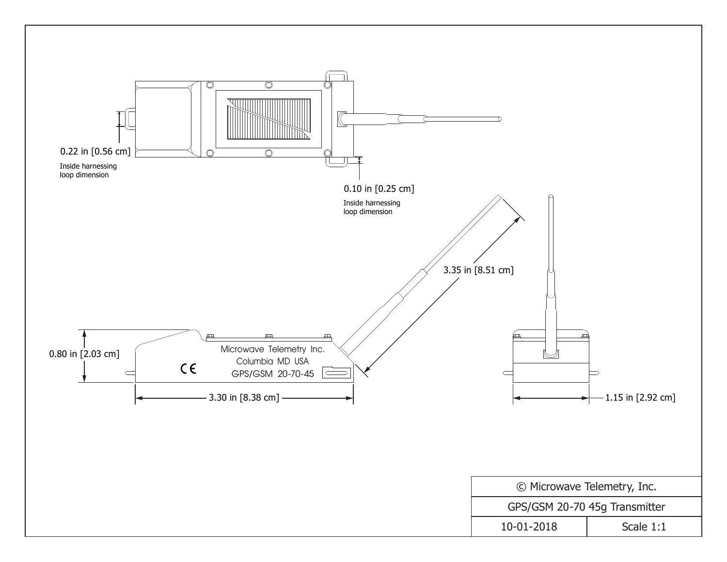0.22 in [0.56 cm]

Inside harnessing
loop dimension

0.10 in [0.25 cm]

Inside harnessing
loop dimension

3.35 in [8.51 cm]

0.80 in [2.03 cm]

Microwave Telemetry Inc.
Columbia MD USA
GPS/GSM 20-70-45

CE

3.30 in [8.38 cm]

1.15 in [2.92 cm]

| | |
|---|---|
| © Microwave Telemetry, Inc. | |
| GPS/GSM 20-70 45g Transmitter | |
| 10-01-2018 | Scale 1:1 |